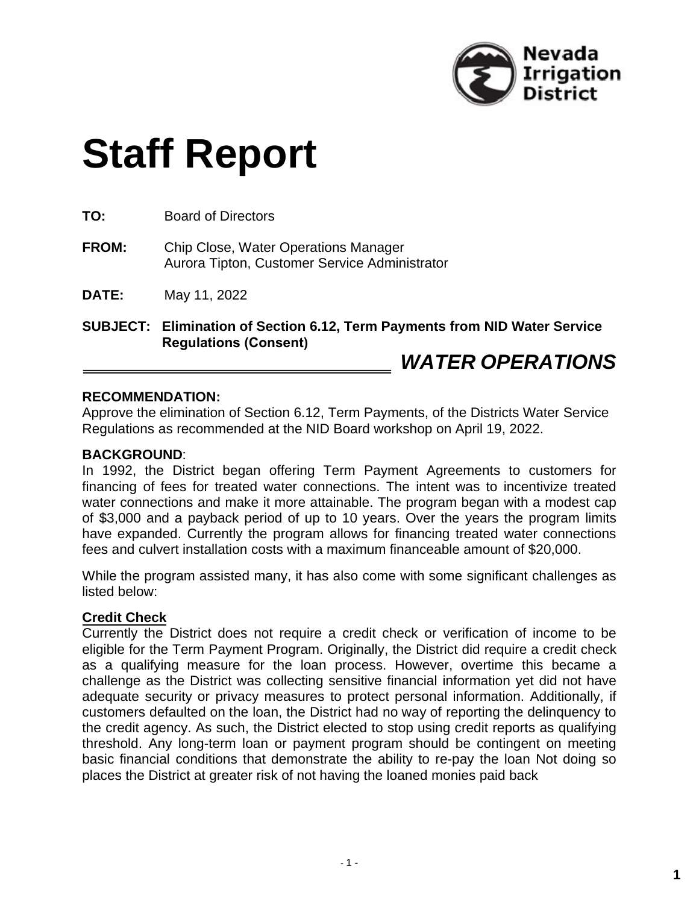Nevada Irrigation District

# Staff Report

**TO:** Board of Directors

**FROM:** Chip Close, Water Operations Manager
Aurora Tipton, Customer Service Administrator

**DATE:** May 11, 2022

**SUBJECT: Elimination of Section 6.12, Term Payments from NID Water Service Regulations (Consent)**

***WATER OPERATIONS***

**RECOMMENDATION:**

Approve the elimination of Section 6.12, Term Payments, of the Districts Water Service Regulations as recommended at the NID Board workshop on April 19, 2022.

**BACKGROUND**:

In 1992, the District began offering Term Payment Agreements to customers for financing of fees for treated water connections. The intent was to incentivize treated water connections and make it more attainable. The program began with a modest cap of $3,000 and a payback period of up to 10 years. Over the years the program limits have expanded. Currently the program allows for financing treated water connections fees and culvert installation costs with a maximum financeable amount of $20,000.

While the program assisted many, it has also come with some significant challenges as listed below:

**Credit Check**

Currently the District does not require a credit check or verification of income to be eligible for the Term Payment Program. Originally, the District did require a credit check as a qualifying measure for the loan process. However, overtime this became a challenge as the District was collecting sensitive financial information yet did not have adequate security or privacy measures to protect personal information. Additionally, if customers defaulted on the loan, the District had no way of reporting the delinquency to the credit agency. As such, the District elected to stop using credit reports as qualifying threshold. Any long-term loan or payment program should be contingent on meeting basic financial conditions that demonstrate the ability to re-pay the loan Not doing so places the District at greater risk of not having the loaned monies paid back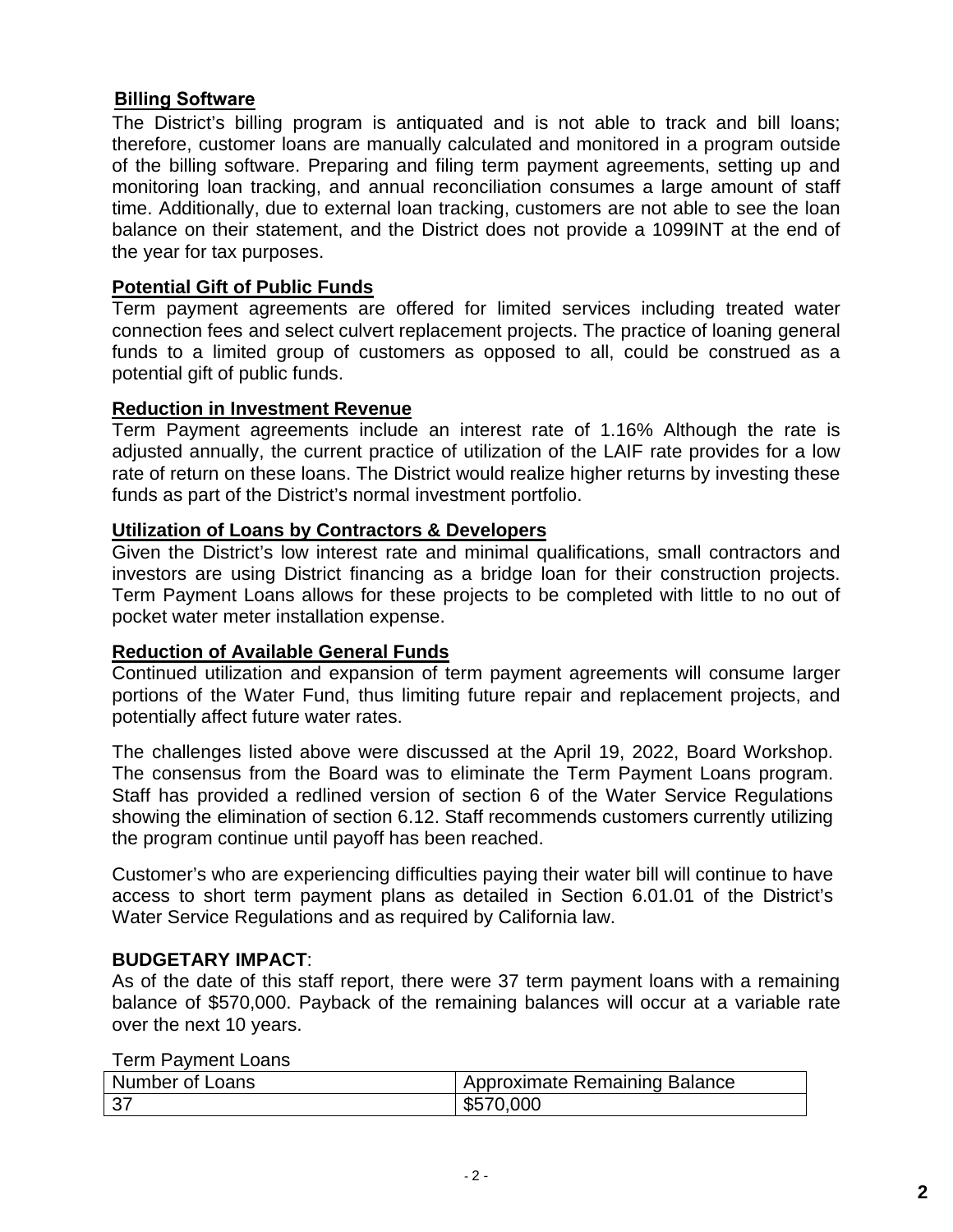**Billing Software**

The District's billing program is antiquated and is not able to track and bill loans; therefore, customer loans are manually calculated and monitored in a program outside of the billing software. Preparing and filing term payment agreements, setting up and monitoring loan tracking, and annual reconciliation consumes a large amount of staff time. Additionally, due to external loan tracking, customers are not able to see the loan balance on their statement, and the District does not provide a 1099INT at the end of the year for tax purposes.

**Potential Gift of Public Funds**

Term payment agreements are offered for limited services including treated water connection fees and select culvert replacement projects. The practice of loaning general funds to a limited group of customers as opposed to all, could be construed as a potential gift of public funds.

**Reduction in Investment Revenue**

Term Payment agreements include an interest rate of 1.16% Although the rate is adjusted annually, the current practice of utilization of the LAIF rate provides for a low rate of return on these loans. The District would realize higher returns by investing these funds as part of the District's normal investment portfolio.

**Utilization of Loans by Contractors & Developers**

Given the District's low interest rate and minimal qualifications, small contractors and investors are using District financing as a bridge loan for their construction projects. Term Payment Loans allows for these projects to be completed with little to no out of pocket water meter installation expense.

**Reduction of Available General Funds**

Continued utilization and expansion of term payment agreements will consume larger portions of the Water Fund, thus limiting future repair and replacement projects, and potentially affect future water rates.

The challenges listed above were discussed at the April 19, 2022, Board Workshop. The consensus from the Board was to eliminate the Term Payment Loans program. Staff has provided a redlined version of section 6 of the Water Service Regulations showing the elimination of section 6.12. Staff recommends customers currently utilizing the program continue until payoff has been reached.

Customer's who are experiencing difficulties paying their water bill will continue to have access to short term payment plans as detailed in Section 6.01.01 of the District's Water Service Regulations and as required by California law.

**BUDGETARY IMPACT**:

As of the date of this staff report, there were 37 term payment loans with a remaining balance of $570,000. Payback of the remaining balances will occur at a variable rate over the next 10 years.

Term Payment Loans

| Number of Loans | Approximate Remaining Balance |
|---|---|
| 37 | $570,000 |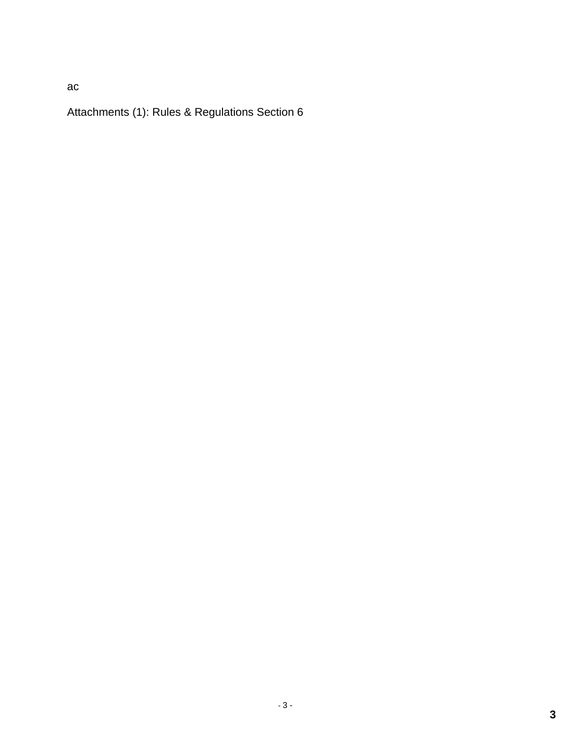ac

Attachments (1): Rules & Regulations Section 6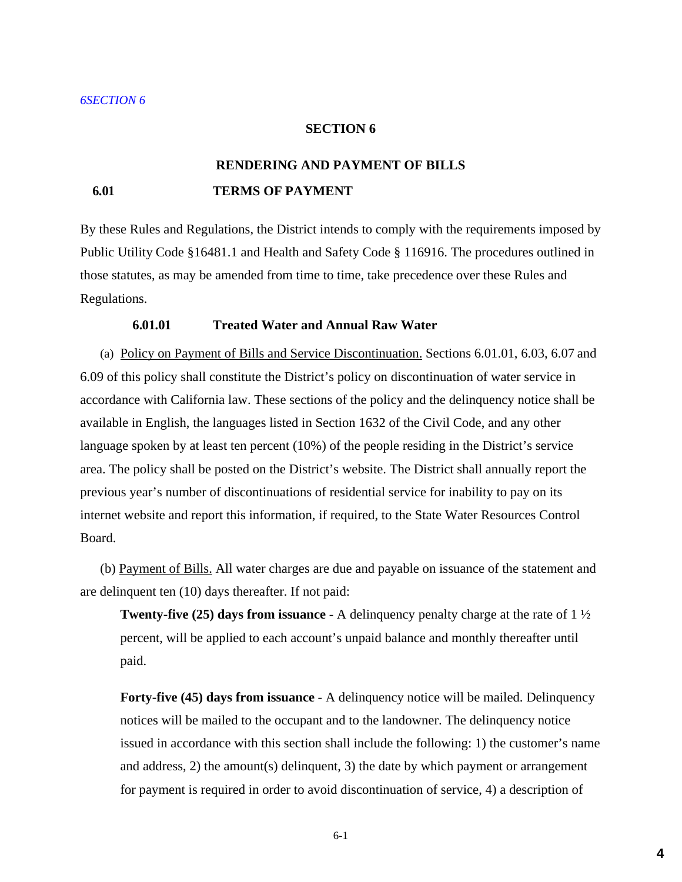*6SECTION 6*

# SECTION 6

## RENDERING AND PAYMENT OF BILLS

### 6.01 TERMS OF PAYMENT

By these Rules and Regulations, the District intends to comply with the requirements imposed by Public Utility Code §16481.1 and Health and Safety Code § 116916. The procedures outlined in those statutes, as may be amended from time to time, take precedence over these Rules and Regulations.

#### 6.01.01 Treated Water and Annual Raw Water

(a) Policy on Payment of Bills and Service Discontinuation. Sections 6.01.01, 6.03, 6.07 and 6.09 of this policy shall constitute the District's policy on discontinuation of water service in accordance with California law. These sections of the policy and the delinquency notice shall be available in English, the languages listed in Section 1632 of the Civil Code, and any other language spoken by at least ten percent (10%) of the people residing in the District's service area. The policy shall be posted on the District's website. The District shall annually report the previous year's number of discontinuations of residential service for inability to pay on its internet website and report this information, if required, to the State Water Resources Control Board.

(b) Payment of Bills. All water charges are due and payable on issuance of the statement and are delinquent ten (10) days thereafter. If not paid:

**Twenty-five (25) days from issuance** - A delinquency penalty charge at the rate of 1 ½ percent, will be applied to each account's unpaid balance and monthly thereafter until paid.

**Forty-five (45) days from issuance** - A delinquency notice will be mailed. Delinquency notices will be mailed to the occupant and to the landowner. The delinquency notice issued in accordance with this section shall include the following: 1) the customer's name and address, 2) the amount(s) delinquent, 3) the date by which payment or arrangement for payment is required in order to avoid discontinuation of service, 4) a description of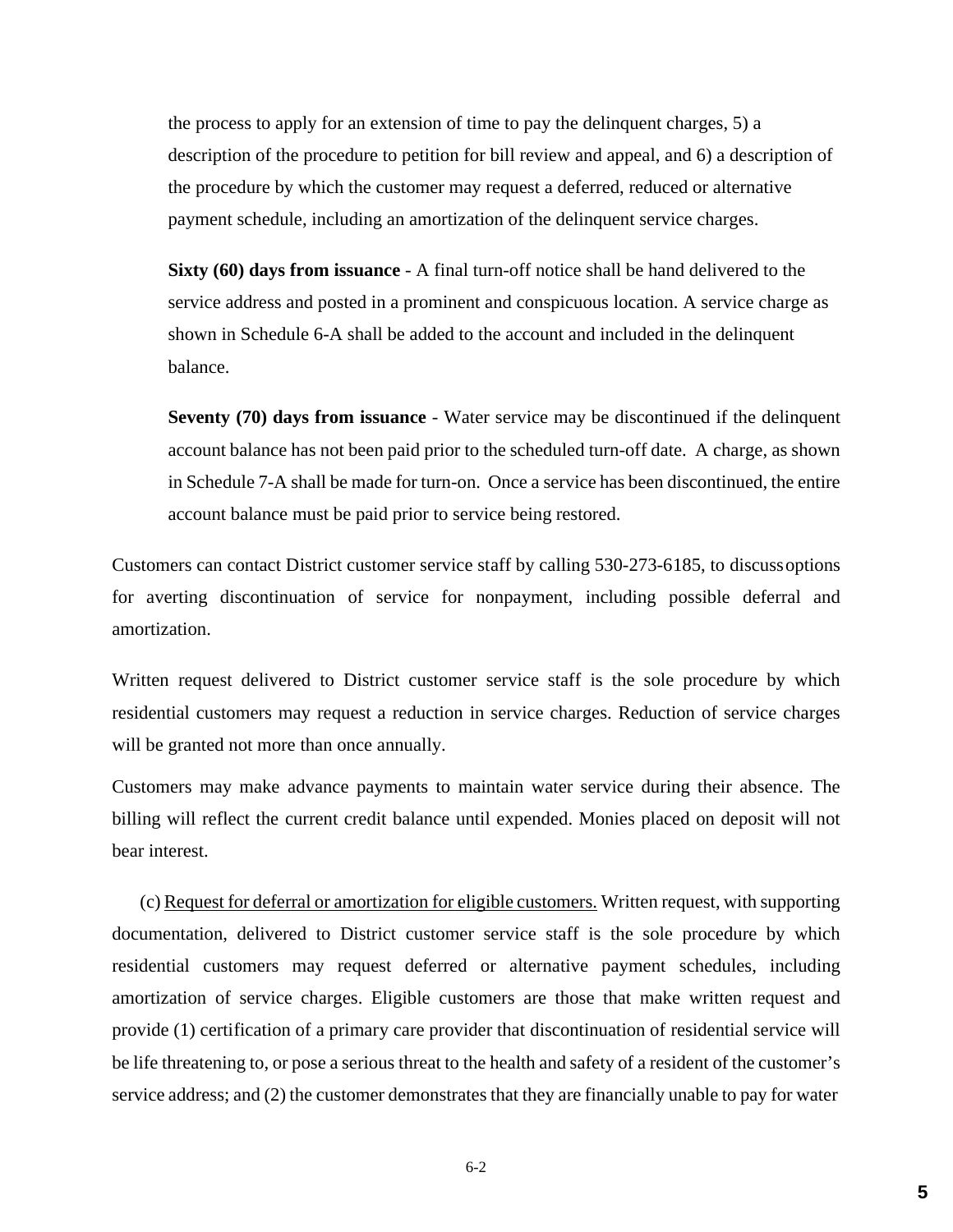the process to apply for an extension of time to pay the delinquent charges, 5) a description of the procedure to petition for bill review and appeal, and 6) a description of the procedure by which the customer may request a deferred, reduced or alternative payment schedule, including an amortization of the delinquent service charges.

**Sixty (60) days from issuance** - A final turn-off notice shall be hand delivered to the service address and posted in a prominent and conspicuous location. A service charge as shown in Schedule 6-A shall be added to the account and included in the delinquent balance.

**Seventy (70) days from issuance** - Water service may be discontinued if the delinquent account balance has not been paid prior to the scheduled turn-off date. A charge, as shown in Schedule 7-A shall be made for turn-on. Once a service has been discontinued, the entire account balance must be paid prior to service being restored.

Customers can contact District customer service staff by calling 530-273-6185, to discuss options for averting discontinuation of service for nonpayment, including possible deferral and amortization.

Written request delivered to District customer service staff is the sole procedure by which residential customers may request a reduction in service charges. Reduction of service charges will be granted not more than once annually.

Customers may make advance payments to maintain water service during their absence. The billing will reflect the current credit balance until expended. Monies placed on deposit will not bear interest.

(c) Request for deferral or amortization for eligible customers. Written request, with supporting documentation, delivered to District customer service staff is the sole procedure by which residential customers may request deferred or alternative payment schedules, including amortization of service charges. Eligible customers are those that make written request and provide (1) certification of a primary care provider that discontinuation of residential service will be life threatening to, or pose a serious threat to the health and safety of a resident of the customer's service address; and (2) the customer demonstrates that they are financially unable to pay for water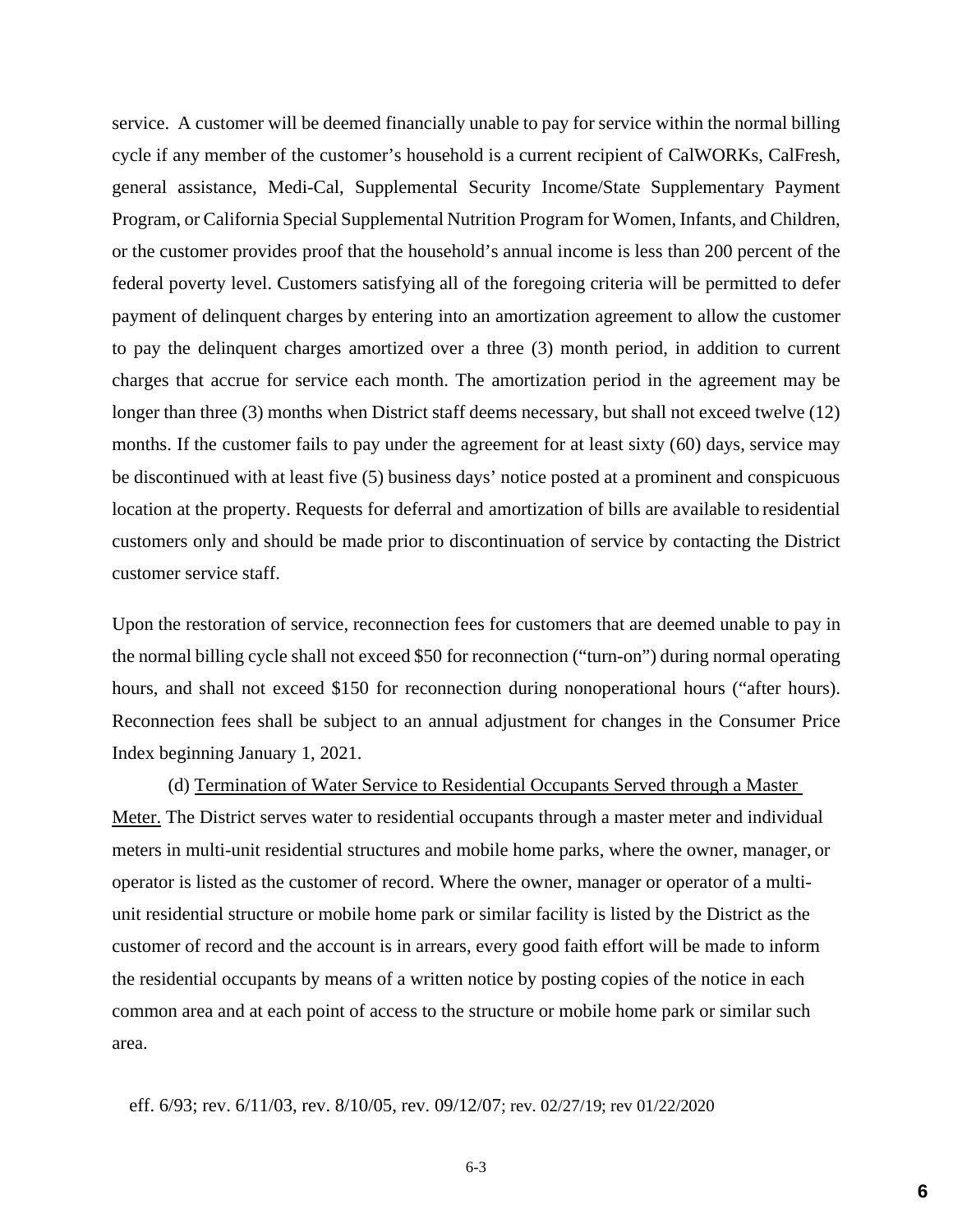service. A customer will be deemed financially unable to pay for service within the normal billing cycle if any member of the customer's household is a current recipient of CalWORKs, CalFresh, general assistance, Medi-Cal, Supplemental Security Income/State Supplementary Payment Program, or California Special Supplemental Nutrition Program for Women, Infants, and Children, or the customer provides proof that the household's annual income is less than 200 percent of the federal poverty level. Customers satisfying all of the foregoing criteria will be permitted to defer payment of delinquent charges by entering into an amortization agreement to allow the customer to pay the delinquent charges amortized over a three (3) month period, in addition to current charges that accrue for service each month. The amortization period in the agreement may be longer than three (3) months when District staff deems necessary, but shall not exceed twelve (12) months. If the customer fails to pay under the agreement for at least sixty (60) days, service may be discontinued with at least five (5) business days' notice posted at a prominent and conspicuous location at the property. Requests for deferral and amortization of bills are available to residential customers only and should be made prior to discontinuation of service by contacting the District customer service staff.

Upon the restoration of service, reconnection fees for customers that are deemed unable to pay in the normal billing cycle shall not exceed $50 for reconnection ("turn-on") during normal operating hours, and shall not exceed $150 for reconnection during nonoperational hours ("after hours). Reconnection fees shall be subject to an annual adjustment for changes in the Consumer Price Index beginning January 1, 2021.

(d) Termination of Water Service to Residential Occupants Served through a Master Meter. The District serves water to residential occupants through a master meter and individual meters in multi-unit residential structures and mobile home parks, where the owner, manager, or operator is listed as the customer of record. Where the owner, manager or operator of a multi-unit residential structure or mobile home park or similar facility is listed by the District as the customer of record and the account is in arrears, every good faith effort will be made to inform the residential occupants by means of a written notice by posting copies of the notice in each common area and at each point of access to the structure or mobile home park or similar such area.

eff. 6/93; rev. 6/11/03, rev. 8/10/05, rev. 09/12/07; rev. 02/27/19; rev 01/22/2020

6-3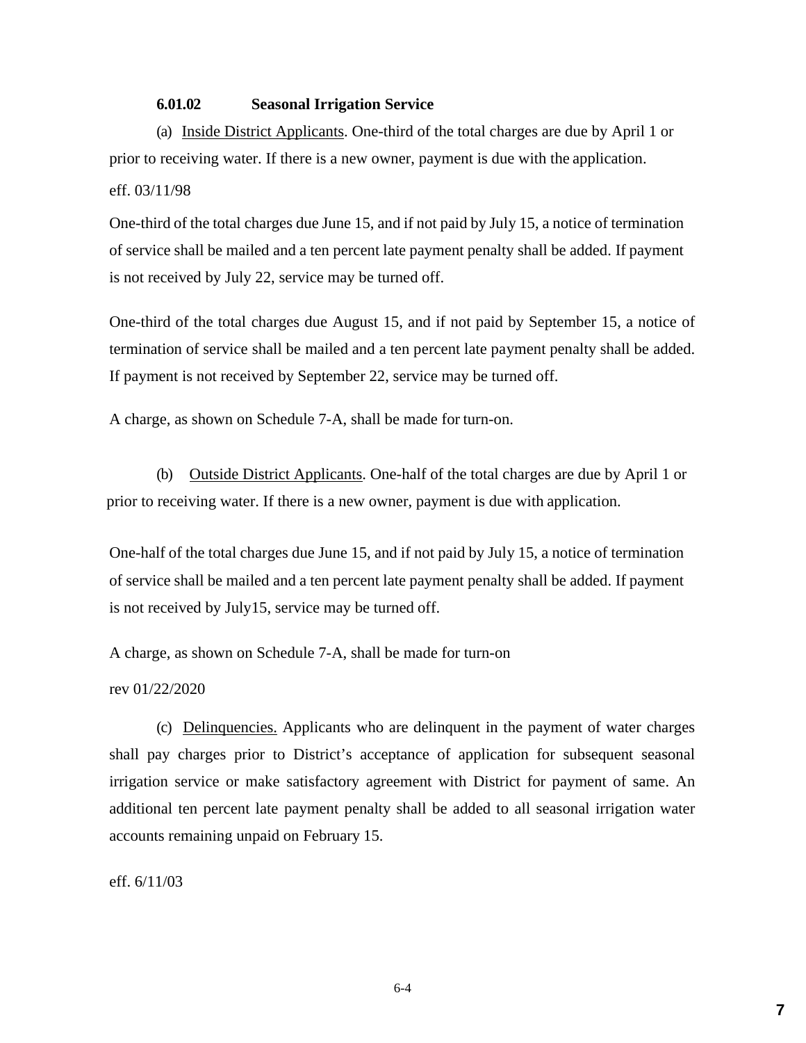**6.01.02 Seasonal Irrigation Service**

(a) Inside District Applicants. One-third of the total charges are due by April 1 or prior to receiving water. If there is a new owner, payment is due with the application.

eff. 03/11/98

One-third of the total charges due June 15, and if not paid by July 15, a notice of termination of service shall be mailed and a ten percent late payment penalty shall be added. If payment is not received by July 22, service may be turned off.

One-third of the total charges due August 15, and if not paid by September 15, a notice of termination of service shall be mailed and a ten percent late payment penalty shall be added. If payment is not received by September 22, service may be turned off.

A charge, as shown on Schedule 7-A, shall be made for turn-on.

(b) Outside District Applicants. One-half of the total charges are due by April 1 or prior to receiving water. If there is a new owner, payment is due with application.

One-half of the total charges due June 15, and if not paid by July 15, a notice of termination of service shall be mailed and a ten percent late payment penalty shall be added. If payment is not received by July15, service may be turned off.

A charge, as shown on Schedule 7-A, shall be made for turn-on

rev 01/22/2020

(c) Delinquencies. Applicants who are delinquent in the payment of water charges shall pay charges prior to District's acceptance of application for subsequent seasonal irrigation service or make satisfactory agreement with District for payment of same. An additional ten percent late payment penalty shall be added to all seasonal irrigation water accounts remaining unpaid on February 15.

eff. 6/11/03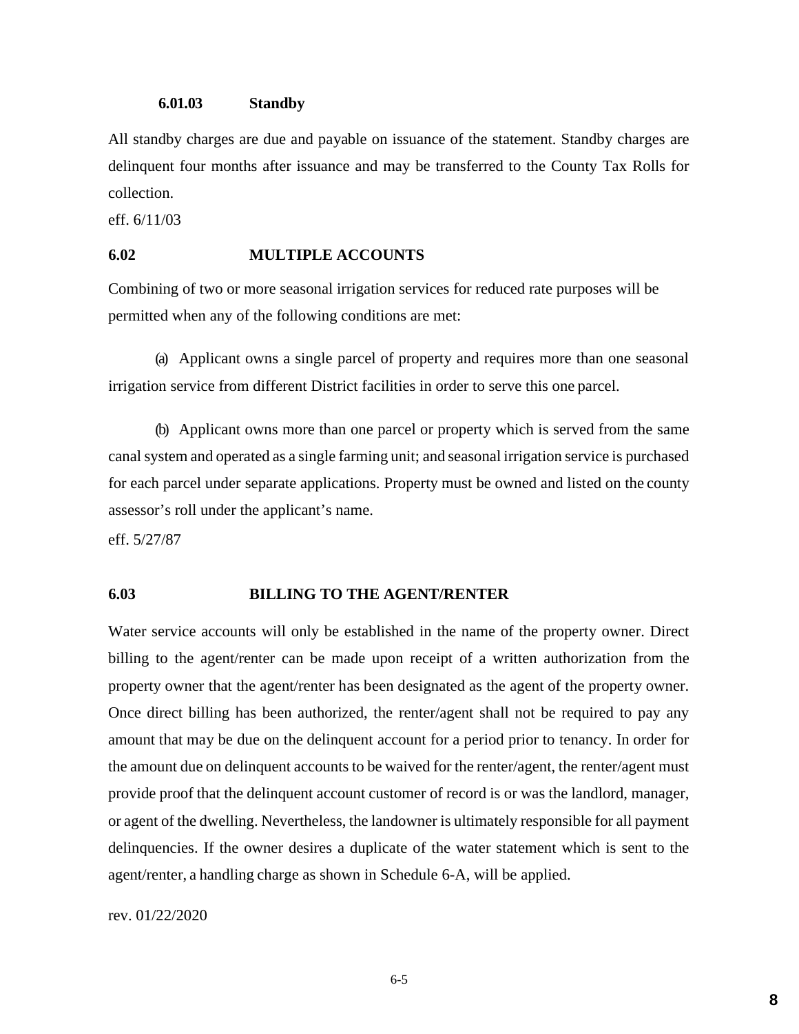### 6.01.03 Standby

All standby charges are due and payable on issuance of the statement. Standby charges are delinquent four months after issuance and may be transferred to the County Tax Rolls for collection.

eff. 6/11/03

## 6.02 MULTIPLE ACCOUNTS

Combining of two or more seasonal irrigation services for reduced rate purposes will be permitted when any of the following conditions are met:

(a) Applicant owns a single parcel of property and requires more than one seasonal irrigation service from different District facilities in order to serve this one parcel.

(b) Applicant owns more than one parcel or property which is served from the same canal system and operated as a single farming unit; and seasonal irrigation service is purchased for each parcel under separate applications. Property must be owned and listed on the county assessor's roll under the applicant's name.

eff. 5/27/87

## 6.03 BILLING TO THE AGENT/RENTER

Water service accounts will only be established in the name of the property owner. Direct billing to the agent/renter can be made upon receipt of a written authorization from the property owner that the agent/renter has been designated as the agent of the property owner. Once direct billing has been authorized, the renter/agent shall not be required to pay any amount that may be due on the delinquent account for a period prior to tenancy. In order for the amount due on delinquent accounts to be waived for the renter/agent, the renter/agent must provide proof that the delinquent account customer of record is or was the landlord, manager, or agent of the dwelling. Nevertheless, the landowner is ultimately responsible for all payment delinquencies. If the owner desires a duplicate of the water statement which is sent to the agent/renter, a handling charge as shown in Schedule 6-A, will be applied.

rev. 01/22/2020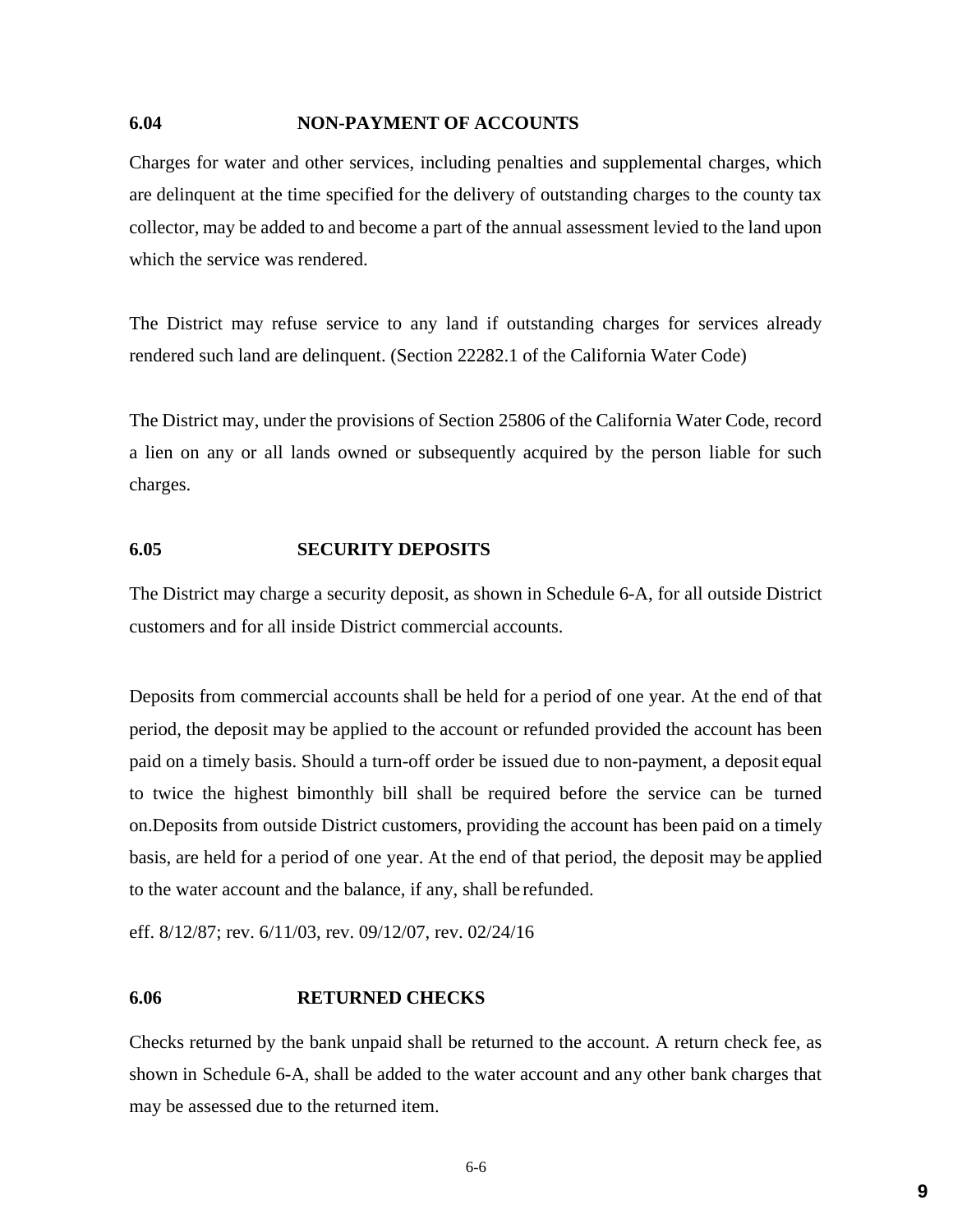## 6.04 NON-PAYMENT OF ACCOUNTS

Charges for water and other services, including penalties and supplemental charges, which are delinquent at the time specified for the delivery of outstanding charges to the county tax collector, may be added to and become a part of the annual assessment levied to the land upon which the service was rendered.

The District may refuse service to any land if outstanding charges for services already rendered such land are delinquent. (Section 22282.1 of the California Water Code)

The District may, under the provisions of Section 25806 of the California Water Code, record a lien on any or all lands owned or subsequently acquired by the person liable for such charges.

## 6.05 SECURITY DEPOSITS

The District may charge a security deposit, as shown in Schedule 6-A, for all outside District customers and for all inside District commercial accounts.

Deposits from commercial accounts shall be held for a period of one year. At the end of that period, the deposit may be applied to the account or refunded provided the account has been paid on a timely basis. Should a turn-off order be issued due to non-payment, a deposit equal to twice the highest bimonthly bill shall be required before the service can be turned on.Deposits from outside District customers, providing the account has been paid on a timely basis, are held for a period of one year. At the end of that period, the deposit may be applied to the water account and the balance, if any, shall be refunded.

eff. 8/12/87; rev. 6/11/03, rev. 09/12/07, rev. 02/24/16

## 6.06 RETURNED CHECKS

Checks returned by the bank unpaid shall be returned to the account. A return check fee, as shown in Schedule 6-A, shall be added to the water account and any other bank charges that may be assessed due to the returned item.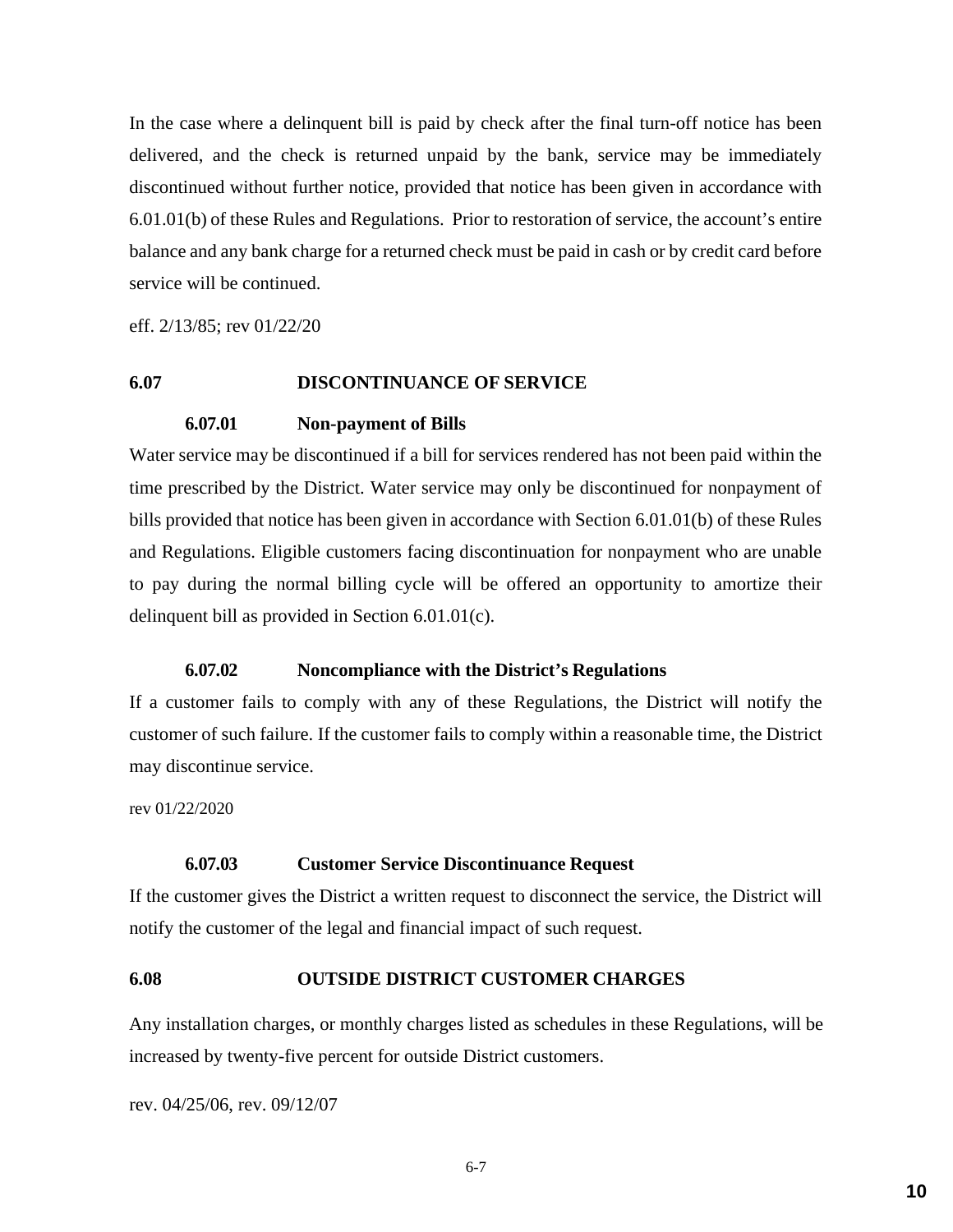In the case where a delinquent bill is paid by check after the final turn-off notice has been delivered, and the check is returned unpaid by the bank, service may be immediately discontinued without further notice, provided that notice has been given in accordance with 6.01.01(b) of these Rules and Regulations. Prior to restoration of service, the account's entire balance and any bank charge for a returned check must be paid in cash or by credit card before service will be continued.

eff. 2/13/85; rev 01/22/20

## 6.07 DISCONTINUANCE OF SERVICE

### 6.07.01 Non-payment of Bills

Water service may be discontinued if a bill for services rendered has not been paid within the time prescribed by the District. Water service may only be discontinued for nonpayment of bills provided that notice has been given in accordance with Section 6.01.01(b) of these Rules and Regulations. Eligible customers facing discontinuation for nonpayment who are unable to pay during the normal billing cycle will be offered an opportunity to amortize their delinquent bill as provided in Section 6.01.01(c).

### 6.07.02 Noncompliance with the District's Regulations

If a customer fails to comply with any of these Regulations, the District will notify the customer of such failure. If the customer fails to comply within a reasonable time, the District may discontinue service.

rev 01/22/2020

### 6.07.03 Customer Service Discontinuance Request

If the customer gives the District a written request to disconnect the service, the District will notify the customer of the legal and financial impact of such request.

## 6.08 OUTSIDE DISTRICT CUSTOMER CHARGES

Any installation charges, or monthly charges listed as schedules in these Regulations, will be increased by twenty-five percent for outside District customers.

rev. 04/25/06, rev. 09/12/07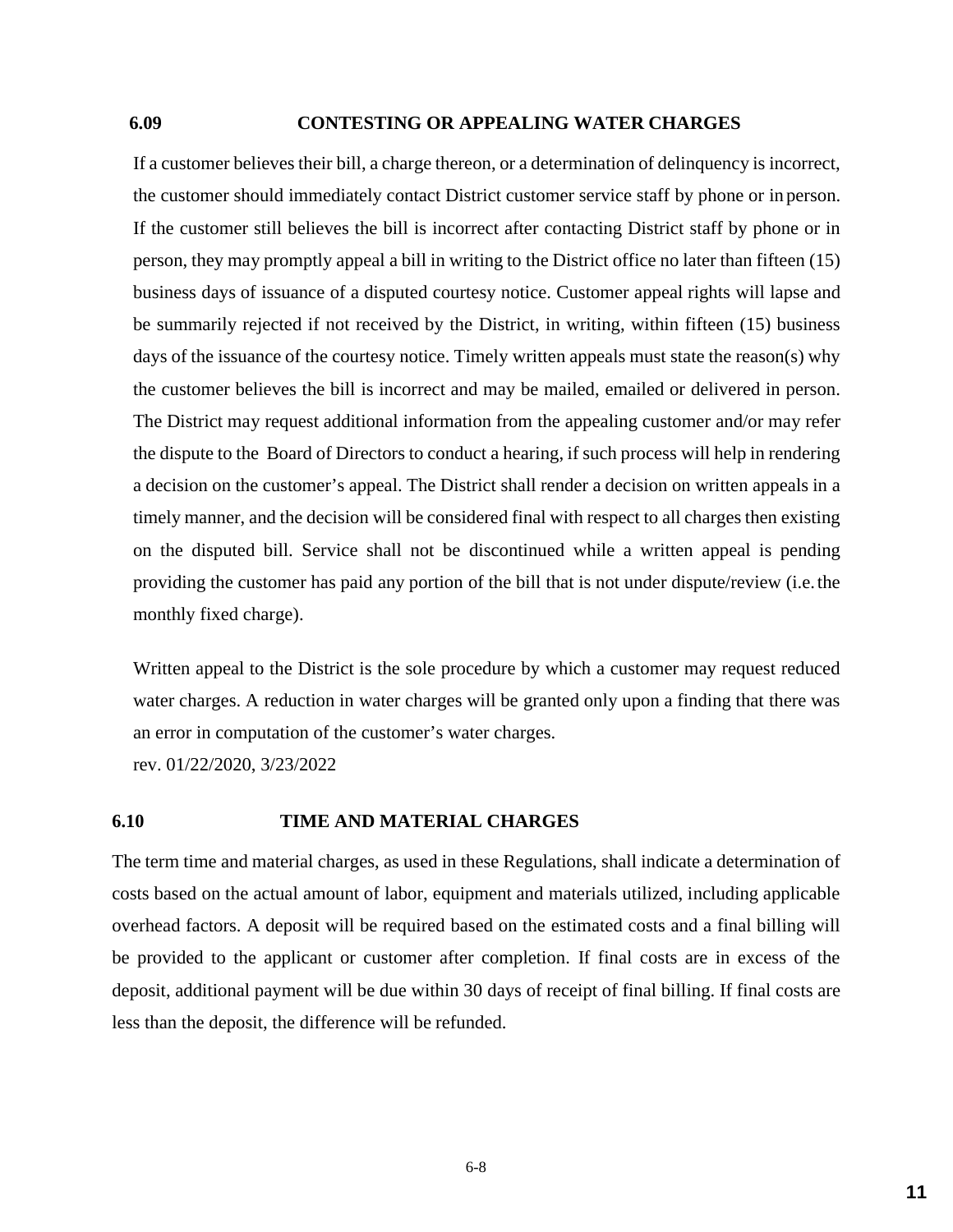## 6.09 CONTESTING OR APPEALING WATER CHARGES

If a customer believes their bill, a charge thereon, or a determination of delinquency is incorrect, the customer should immediately contact District customer service staff by phone or in person. If the customer still believes the bill is incorrect after contacting District staff by phone or in person, they may promptly appeal a bill in writing to the District office no later than fifteen (15) business days of issuance of a disputed courtesy notice. Customer appeal rights will lapse and be summarily rejected if not received by the District, in writing, within fifteen (15) business days of the issuance of the courtesy notice. Timely written appeals must state the reason(s) why the customer believes the bill is incorrect and may be mailed, emailed or delivered in person. The District may request additional information from the appealing customer and/or may refer the dispute to the Board of Directors to conduct a hearing, if such process will help in rendering a decision on the customer's appeal. The District shall render a decision on written appeals in a timely manner, and the decision will be considered final with respect to all charges then existing on the disputed bill. Service shall not be discontinued while a written appeal is pending providing the customer has paid any portion of the bill that is not under dispute/review (i.e. the monthly fixed charge).

Written appeal to the District is the sole procedure by which a customer may request reduced water charges. A reduction in water charges will be granted only upon a finding that there was an error in computation of the customer's water charges.

rev. 01/22/2020, 3/23/2022

## 6.10 TIME AND MATERIAL CHARGES

The term time and material charges, as used in these Regulations, shall indicate a determination of costs based on the actual amount of labor, equipment and materials utilized, including applicable overhead factors. A deposit will be required based on the estimated costs and a final billing will be provided to the applicant or customer after completion. If final costs are in excess of the deposit, additional payment will be due within 30 days of receipt of final billing. If final costs are less than the deposit, the difference will be refunded.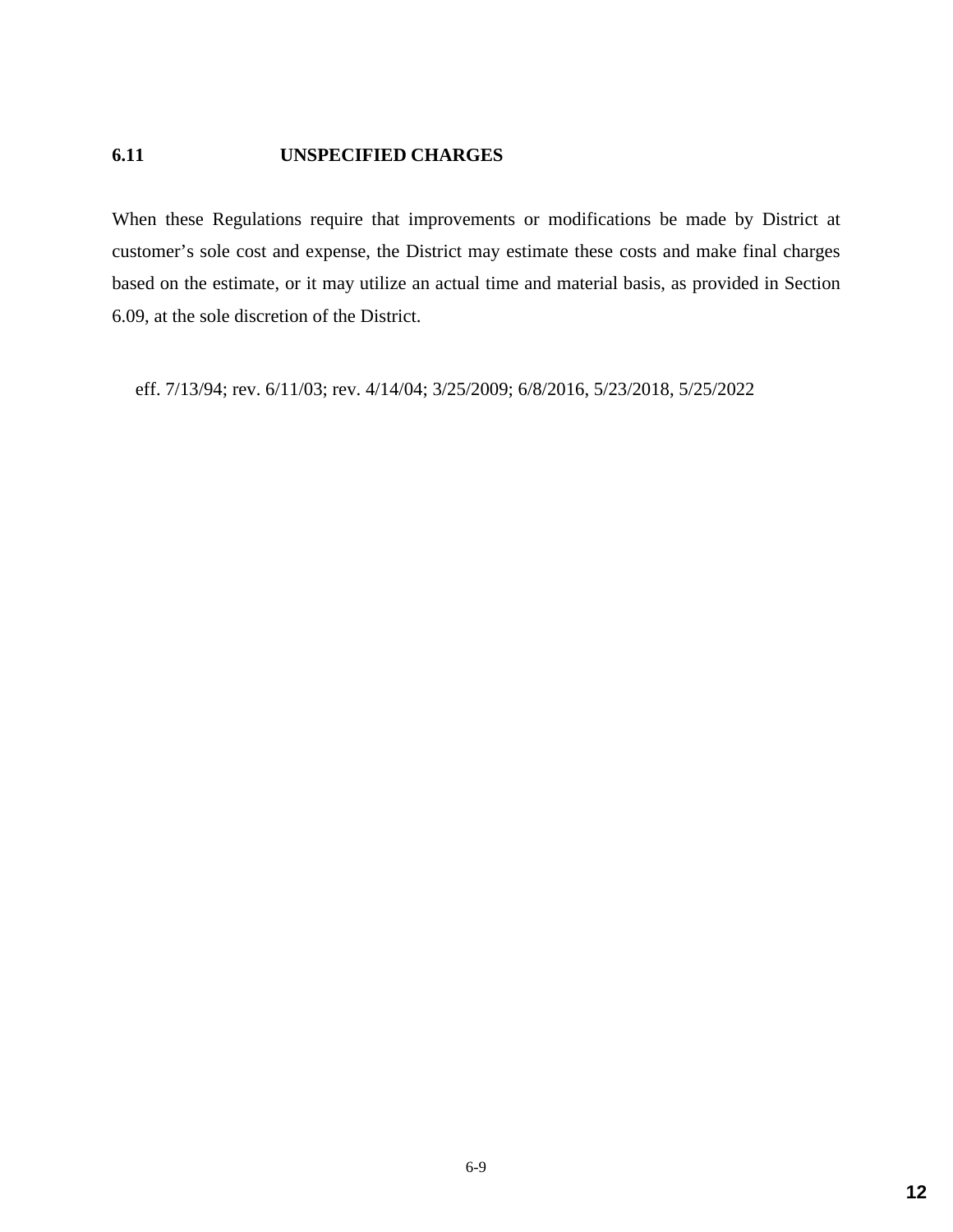## 6.11 UNSPECIFIED CHARGES

When these Regulations require that improvements or modifications be made by District at customer's sole cost and expense, the District may estimate these costs and make final charges based on the estimate, or it may utilize an actual time and material basis, as provided in Section 6.09, at the sole discretion of the District.

eff. 7/13/94; rev. 6/11/03; rev. 4/14/04; 3/25/2009; 6/8/2016, 5/23/2018, 5/25/2022